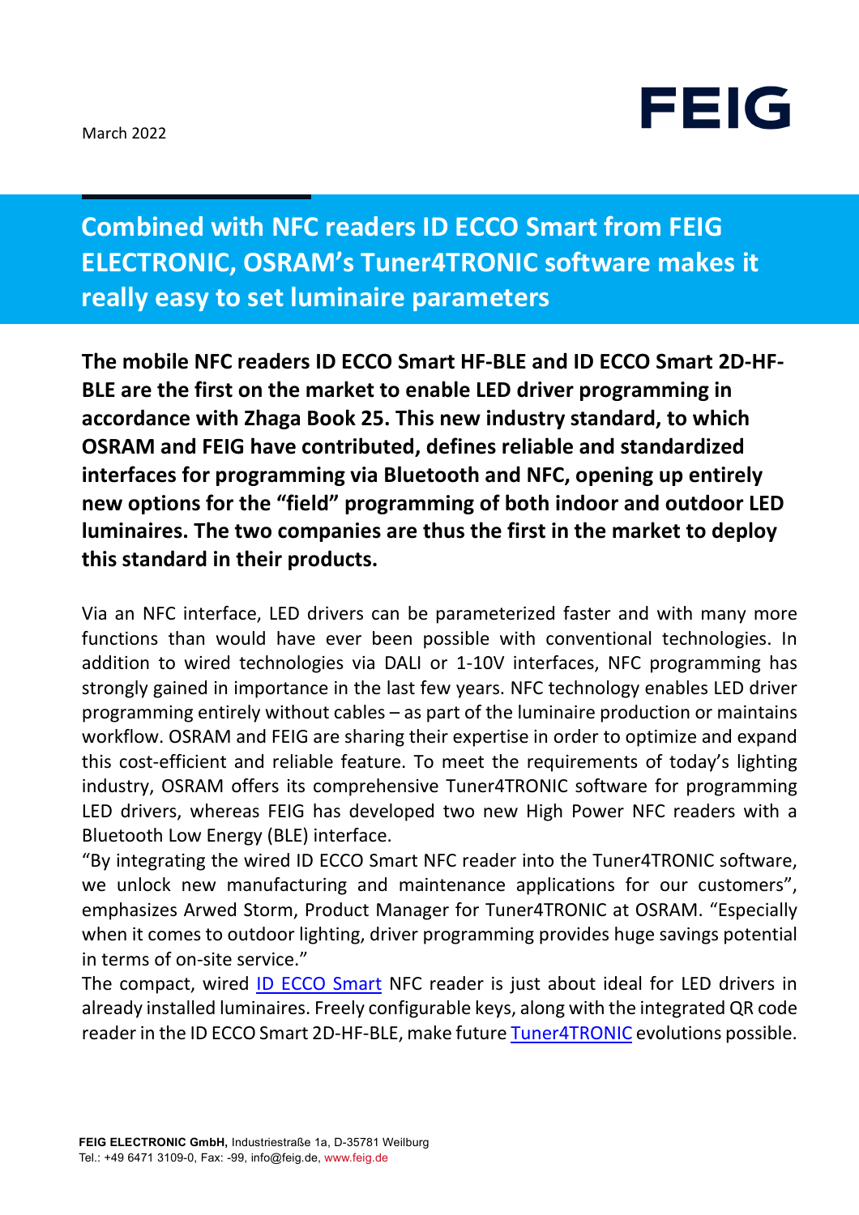March 2022

FEIG

# Combined with NFC readers ID ECCO Smart from FEIG ELECTRONIC, OSRAM's Tuner4TRONIC software makes it really easy to set luminaire parameters

**The mobile NFC readers ID ECCO Smart HF-BLE and ID ECCO Smart 2D-HF-BLE are the first on the market to enable LED driver programming in accordance with Zhaga Book 25. This new industry standard, to which OSRAM and FEIG have contributed, defines reliable and standardized interfaces for programming via Bluetooth and NFC, opening up entirely new options for the "field" programming of both indoor and outdoor LED luminaires. The two companies are thus the first in the market to deploy this standard in their products.**

Via an NFC interface, LED drivers can be parameterized faster and with many more functions than would have ever been possible with conventional technologies. In addition to wired technologies via DALI or 1-10V interfaces, NFC programming has strongly gained in importance in the last few years. NFC technology enables LED driver programming entirely without cables – as part of the luminaire production or maintains workflow. OSRAM and FEIG are sharing their expertise in order to optimize and expand this cost-efficient and reliable feature. To meet the requirements of today's lighting industry, OSRAM offers its comprehensive Tuner4TRONIC software for programming LED drivers, whereas FEIG has developed two new High Power NFC readers with a Bluetooth Low Energy (BLE) interface.

"By integrating the wired ID ECCO Smart NFC reader into the Tuner4TRONIC software, we unlock new manufacturing and maintenance applications for our customers", emphasizes Arwed Storm, Product Manager for Tuner4TRONIC at OSRAM. "Especially when it comes to outdoor lighting, driver programming provides huge savings potential in terms of on-site service."

The compact, wired ID ECCO Smart NFC reader is just about ideal for LED drivers in already installed luminaires. Freely configurable keys, along with the integrated QR code reader in the ID ECCO Smart 2D-HF-BLE, make future Tuner4TRONIC evolutions possible.

**FEIG ELECTRONIC GmbH,** Industriestraße 1a, D-35781 Weilburg
Tel.: +49 6471 3109-0, Fax: -99, info@feig.de, www.feig.de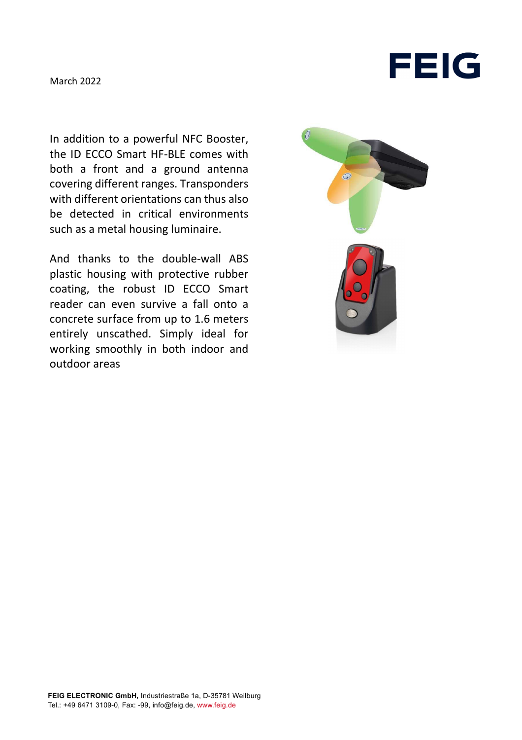March 2022

In addition to a powerful NFC Booster, the ID ECCO Smart HF-BLE comes with both a front and a ground antenna covering different ranges. Transponders with different orientations can thus also be detected in critical environments such as a metal housing luminaire.

And thanks to the double-wall ABS plastic housing with protective rubber coating, the robust ID ECCO Smart reader can even survive a fall onto a concrete surface from up to 1.6 meters entirely unscathed. Simply ideal for working smoothly in both indoor and outdoor areas

**FEIG ELECTRONIC GmbH,** Industriestraße 1a, D-35781 Weilburg
Tel.: +49 6471 3109-0, Fax: -99, info@feig.de, www.feig.de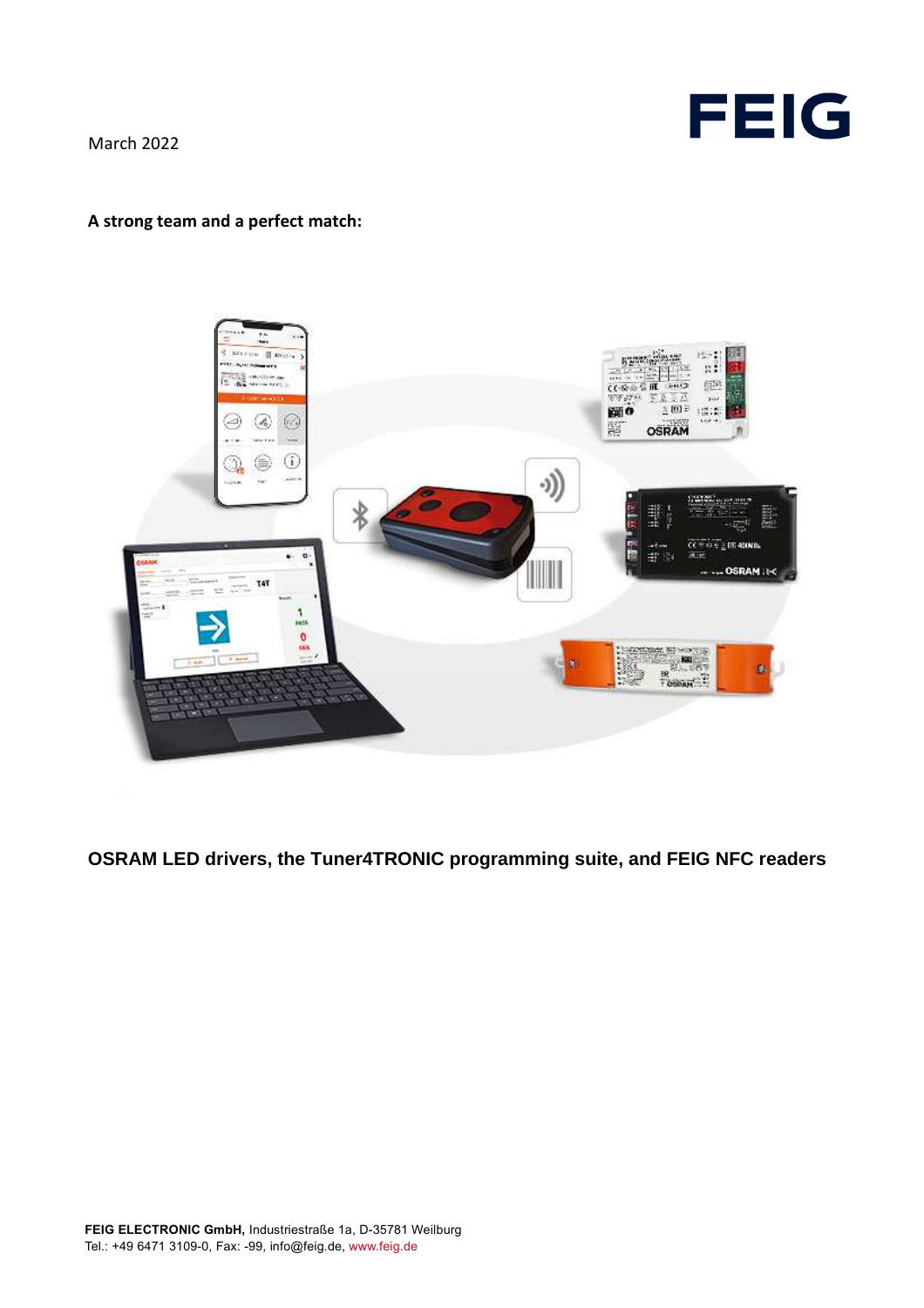March 2022

**A strong team and a perfect match:**

**OSRAM LED drivers, the Tuner4TRONIC programming suite, and FEIG NFC readers**

**FEIG ELECTRONIC GmbH,** Industriestraße 1a, D-35781 Weilburg
Tel.: +49 6471 3109-0, Fax: -99, info@feig.de, www.feig.de